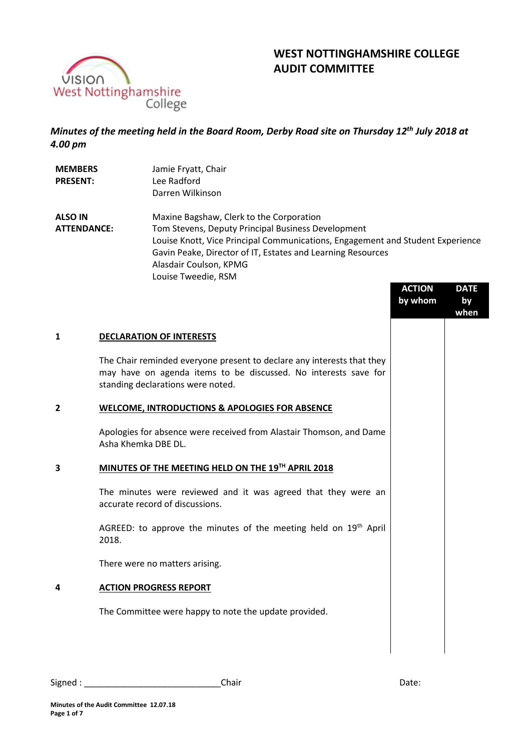# WEST NOTTINGHAMSHIRE COLLEGE AUDIT COMMITTEE

***Minutes of the meeting held in the Board Room, Derby Road site on Thursday 12th July 2018 at 4.00 pm***

| | |
|---|---|
| **MEMBERS PRESENT:** | Jamie Fryatt, Chair<br>Lee Radford<br>Darren Wilkinson |
| **ALSO IN ATTENDANCE:** | Maxine Bagshaw, Clerk to the Corporation<br>Tom Stevens, Deputy Principal Business Development<br>Louise Knott, Vice Principal Communications, Engagement and Student Experience<br>Gavin Peake, Director of IT, Estates and Learning Resources<br>Alasdair Coulson, KPMG<br>Louise Tweedie, RSM |

| | | ACTION by whom | DATE by when |
|---|---|---|---|
| **1** | **DECLARATION OF INTERESTS** | | |
| | The Chair reminded everyone present to declare any interests that they may have on agenda items to be discussed. No interests save for standing declarations were noted. | | |
| **2** | **WELCOME, INTRODUCTIONS & APOLOGIES FOR ABSENCE** | | |
| | Apologies for absence were received from Alastair Thomson, and Dame Asha Khemka DBE DL. | | |
| **3** | **MINUTES OF THE MEETING HELD ON THE 19TH APRIL 2018** | | |
| | The minutes were reviewed and it was agreed that they were an accurate record of discussions. | | |
| | AGREED: to approve the minutes of the meeting held on 19th April 2018. | | |
| | There were no matters arising. | | |
| **4** | **ACTION PROGRESS REPORT** | | |
| | The Committee were happy to note the update provided. | | |

Signed : ____________________________Chair Date: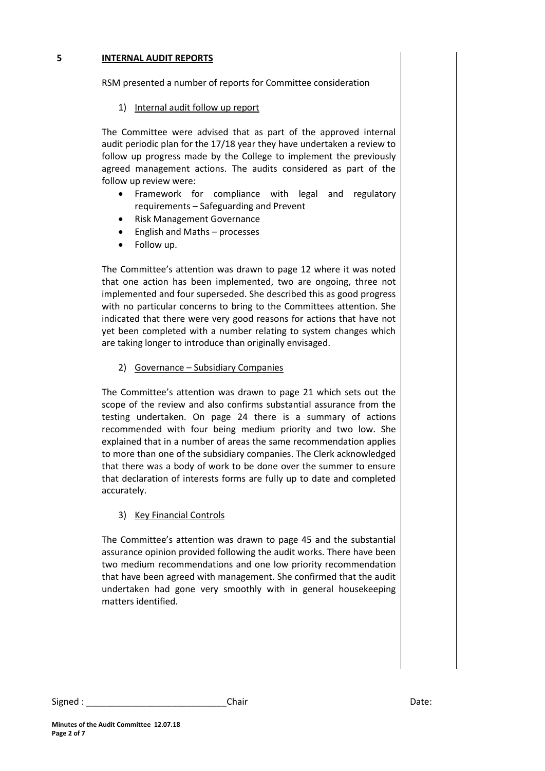## 5 INTERNAL AUDIT REPORTS

RSM presented a number of reports for Committee consideration

1) Internal audit follow up report

The Committee were advised that as part of the approved internal audit periodic plan for the 17/18 year they have undertaken a review to follow up progress made by the College to implement the previously agreed management actions. The audits considered as part of the follow up review were:

- Framework for compliance with legal and regulatory requirements – Safeguarding and Prevent
- Risk Management Governance
- English and Maths – processes
- Follow up.

The Committee's attention was drawn to page 12 where it was noted that one action has been implemented, two are ongoing, three not implemented and four superseded. She described this as good progress with no particular concerns to bring to the Committees attention. She indicated that there were very good reasons for actions that have not yet been completed with a number relating to system changes which are taking longer to introduce than originally envisaged.

2) Governance – Subsidiary Companies

The Committee's attention was drawn to page 21 which sets out the scope of the review and also confirms substantial assurance from the testing undertaken. On page 24 there is a summary of actions recommended with four being medium priority and two low. She explained that in a number of areas the same recommendation applies to more than one of the subsidiary companies. The Clerk acknowledged that there was a body of work to be done over the summer to ensure that declaration of interests forms are fully up to date and completed accurately.

3) Key Financial Controls

The Committee's attention was drawn to page 45 and the substantial assurance opinion provided following the audit works. There have been two medium recommendations and one low priority recommendation that have been agreed with management. She confirmed that the audit undertaken had gone very smoothly with in general housekeeping matters identified.

Signed : ____________________________Chair Date: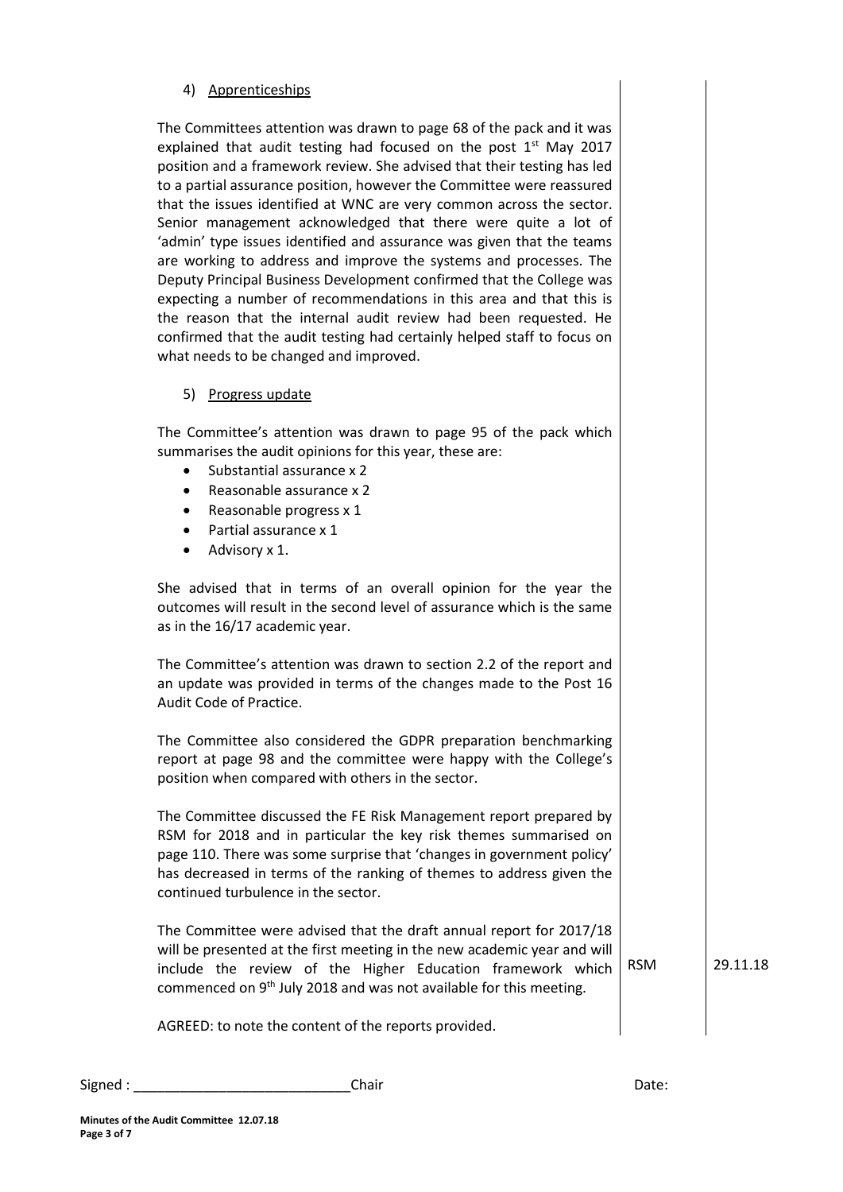4) Apprenticeships

The Committees attention was drawn to page 68 of the pack and it was explained that audit testing had focused on the post 1st May 2017 position and a framework review. She advised that their testing has led to a partial assurance position, however the Committee were reassured that the issues identified at WNC are very common across the sector. Senior management acknowledged that there were quite a lot of 'admin' type issues identified and assurance was given that the teams are working to address and improve the systems and processes. The Deputy Principal Business Development confirmed that the College was expecting a number of recommendations in this area and that this is the reason that the internal audit review had been requested. He confirmed that the audit testing had certainly helped staff to focus on what needs to be changed and improved.

5) Progress update

The Committee's attention was drawn to page 95 of the pack which summarises the audit opinions for this year, these are:

- Substantial assurance x 2
- Reasonable assurance x 2
- Reasonable progress x 1
- Partial assurance x 1
- Advisory x 1.

She advised that in terms of an overall opinion for the year the outcomes will result in the second level of assurance which is the same as in the 16/17 academic year.

The Committee's attention was drawn to section 2.2 of the report and an update was provided in terms of the changes made to the Post 16 Audit Code of Practice.

The Committee also considered the GDPR preparation benchmarking report at page 98 and the committee were happy with the College's position when compared with others in the sector.

The Committee discussed the FE Risk Management report prepared by RSM for 2018 and in particular the key risk themes summarised on page 110. There was some surprise that 'changes in government policy' has decreased in terms of the ranking of themes to address given the continued turbulence in the sector.

| | | |
|---|---|---|
| The Committee were advised that the draft annual report for 2017/18 will be presented at the first meeting in the new academic year and will include the review of the Higher Education framework which commenced on 9th July 2018 and was not available for this meeting. | RSM | 29.11.18 |

AGREED: to note the content of the reports provided.

Signed : \_\_\_\_\_\_\_\_\_\_\_\_\_\_\_\_\_\_\_\_\_\_\_\_\_\_\_\_Chair Date:

**Minutes of the Audit Committee 12.07.18**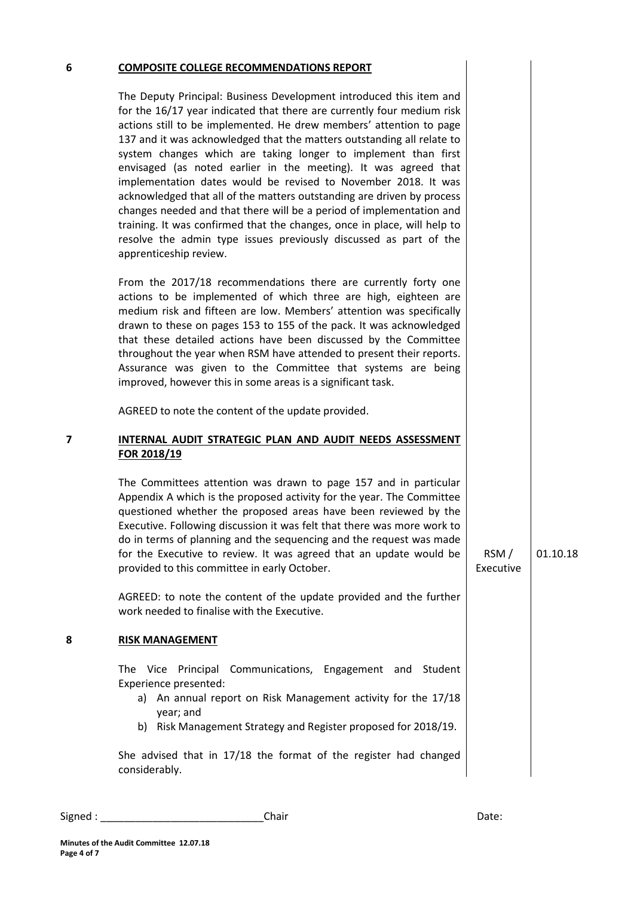**6 COMPOSITE COLLEGE RECOMMENDATIONS REPORT**

The Deputy Principal: Business Development introduced this item and for the 16/17 year indicated that there are currently four medium risk actions still to be implemented. He drew members' attention to page 137 and it was acknowledged that the matters outstanding all relate to system changes which are taking longer to implement than first envisaged (as noted earlier in the meeting). It was agreed that implementation dates would be revised to November 2018. It was acknowledged that all of the matters outstanding are driven by process changes needed and that there will be a period of implementation and training. It was confirmed that the changes, once in place, will help to resolve the admin type issues previously discussed as part of the apprenticeship review.

From the 2017/18 recommendations there are currently forty one actions to be implemented of which three are high, eighteen are medium risk and fifteen are low. Members' attention was specifically drawn to these on pages 153 to 155 of the pack. It was acknowledged that these detailed actions have been discussed by the Committee throughout the year when RSM have attended to present their reports. Assurance was given to the Committee that systems are being improved, however this in some areas is a significant task.

AGREED to note the content of the update provided.

**7 INTERNAL AUDIT STRATEGIC PLAN AND AUDIT NEEDS ASSESSMENT FOR 2018/19**

The Committees attention was drawn to page 157 and in particular Appendix A which is the proposed activity for the year. The Committee questioned whether the proposed areas have been reviewed by the Executive. Following discussion it was felt that there was more work to do in terms of planning and the sequencing and the request was made for the Executive to review. It was agreed that an update would be provided to this committee in early October. — RSM / Executive — 01.10.18

AGREED: to note the content of the update provided and the further work needed to finalise with the Executive.

**8 RISK MANAGEMENT**

The Vice Principal Communications, Engagement and Student Experience presented:

a) An annual report on Risk Management activity for the 17/18 year; and
b) Risk Management Strategy and Register proposed for 2018/19.

She advised that in 17/18 the format of the register had changed considerably.

Signed : ____________________________ Chair Date:

**Minutes of the Audit Committee 12.07.18**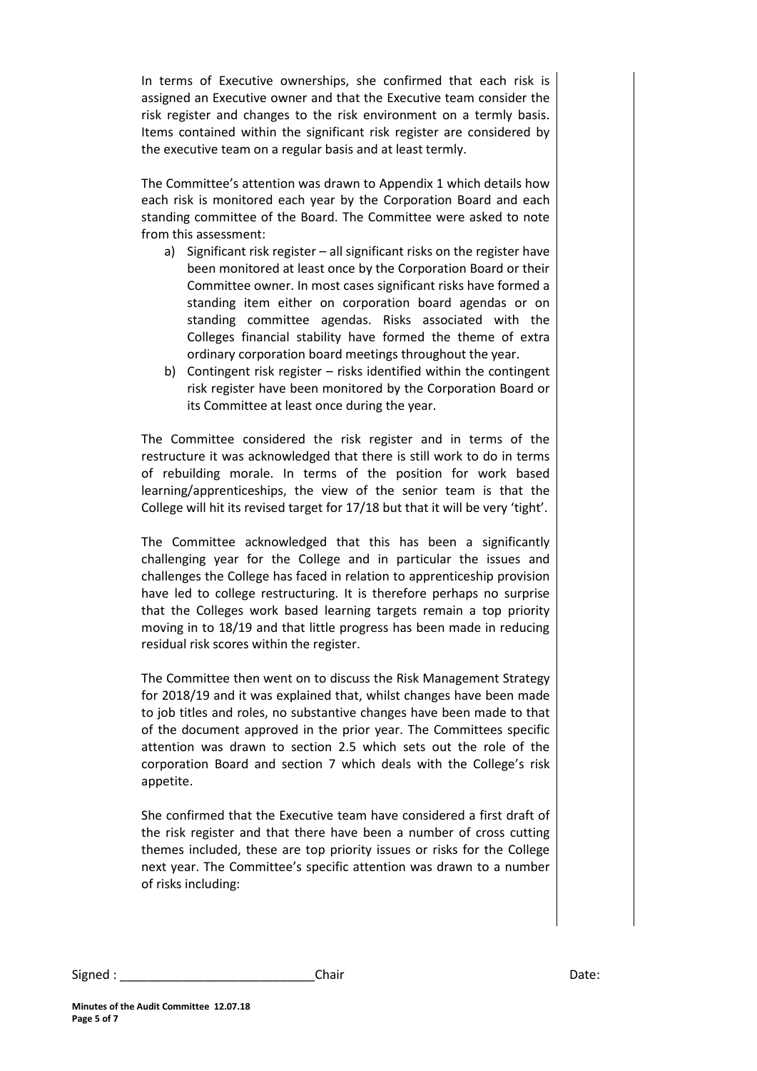In terms of Executive ownerships, she confirmed that each risk is assigned an Executive owner and that the Executive team consider the risk register and changes to the risk environment on a termly basis. Items contained within the significant risk register are considered by the executive team on a regular basis and at least termly.

The Committee's attention was drawn to Appendix 1 which details how each risk is monitored each year by the Corporation Board and each standing committee of the Board. The Committee were asked to note from this assessment:

a) Significant risk register – all significant risks on the register have been monitored at least once by the Corporation Board or their Committee owner. In most cases significant risks have formed a standing item either on corporation board agendas or on standing committee agendas. Risks associated with the Colleges financial stability have formed the theme of extra ordinary corporation board meetings throughout the year.
b) Contingent risk register – risks identified within the contingent risk register have been monitored by the Corporation Board or its Committee at least once during the year.

The Committee considered the risk register and in terms of the restructure it was acknowledged that there is still work to do in terms of rebuilding morale. In terms of the position for work based learning/apprenticeships, the view of the senior team is that the College will hit its revised target for 17/18 but that it will be very 'tight'.

The Committee acknowledged that this has been a significantly challenging year for the College and in particular the issues and challenges the College has faced in relation to apprenticeship provision have led to college restructuring. It is therefore perhaps no surprise that the Colleges work based learning targets remain a top priority moving in to 18/19 and that little progress has been made in reducing residual risk scores within the register.

The Committee then went on to discuss the Risk Management Strategy for 2018/19 and it was explained that, whilst changes have been made to job titles and roles, no substantive changes have been made to that of the document approved in the prior year. The Committees specific attention was drawn to section 2.5 which sets out the role of the corporation Board and section 7 which deals with the College's risk appetite.

She confirmed that the Executive team have considered a first draft of the risk register and that there have been a number of cross cutting themes included, these are top priority issues or risks for the College next year. The Committee's specific attention was drawn to a number of risks including:

Signed : ____________________________ Chair Date:

**Minutes of the Audit Committee 12.07.18**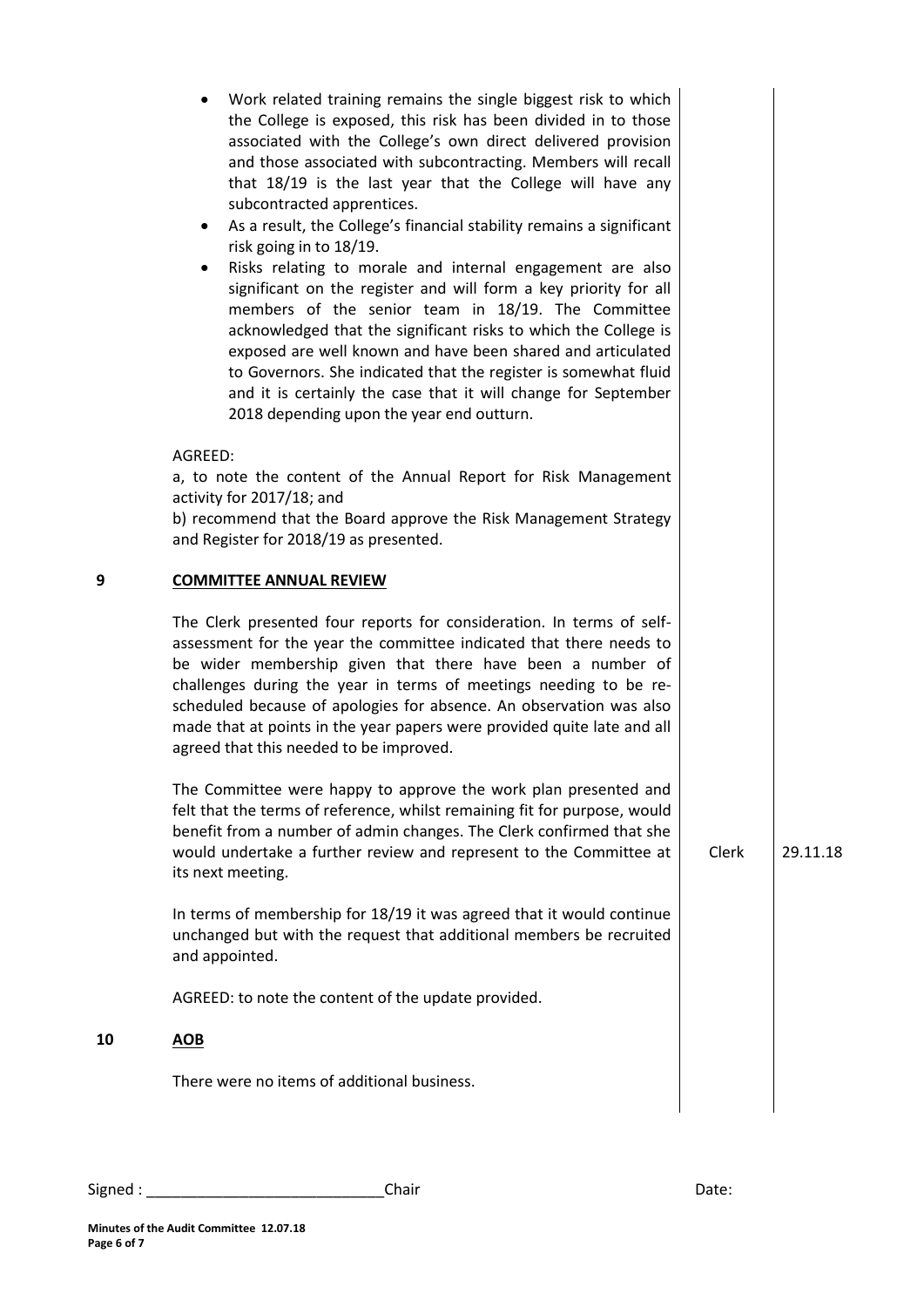- Work related training remains the single biggest risk to which the College is exposed, this risk has been divided in to those associated with the College's own direct delivered provision and those associated with subcontracting. Members will recall that 18/19 is the last year that the College will have any subcontracted apprentices.
- As a result, the College's financial stability remains a significant risk going in to 18/19.
- Risks relating to morale and internal engagement are also significant on the register and will form a key priority for all members of the senior team in 18/19. The Committee acknowledged that the significant risks to which the College is exposed are well known and have been shared and articulated to Governors. She indicated that the register is somewhat fluid and it is certainly the case that it will change for September 2018 depending upon the year end outturn.

AGREED:
a, to note the content of the Annual Report for Risk Management activity for 2017/18; and
b) recommend that the Board approve the Risk Management Strategy and Register for 2018/19 as presented.

**9 COMMITTEE ANNUAL REVIEW**

The Clerk presented four reports for consideration. In terms of self-assessment for the year the committee indicated that there needs to be wider membership given that there have been a number of challenges during the year in terms of meetings needing to be re-scheduled because of apologies for absence. An observation was also made that at points in the year papers were provided quite late and all agreed that this needed to be improved.

The Committee were happy to approve the work plan presented and felt that the terms of reference, whilst remaining fit for purpose, would benefit from a number of admin changes. The Clerk confirmed that she would undertake a further review and represent to the Committee at its next meeting. — **Action:** Clerk — **Date:** 29.11.18

In terms of membership for 18/19 it was agreed that it would continue unchanged but with the request that additional members be recruited and appointed.

AGREED: to note the content of the update provided.

**10 AOB**

There were no items of additional business.

Signed : ____________________________ Chair Date:

**Minutes of the Audit Committee 12.07.18**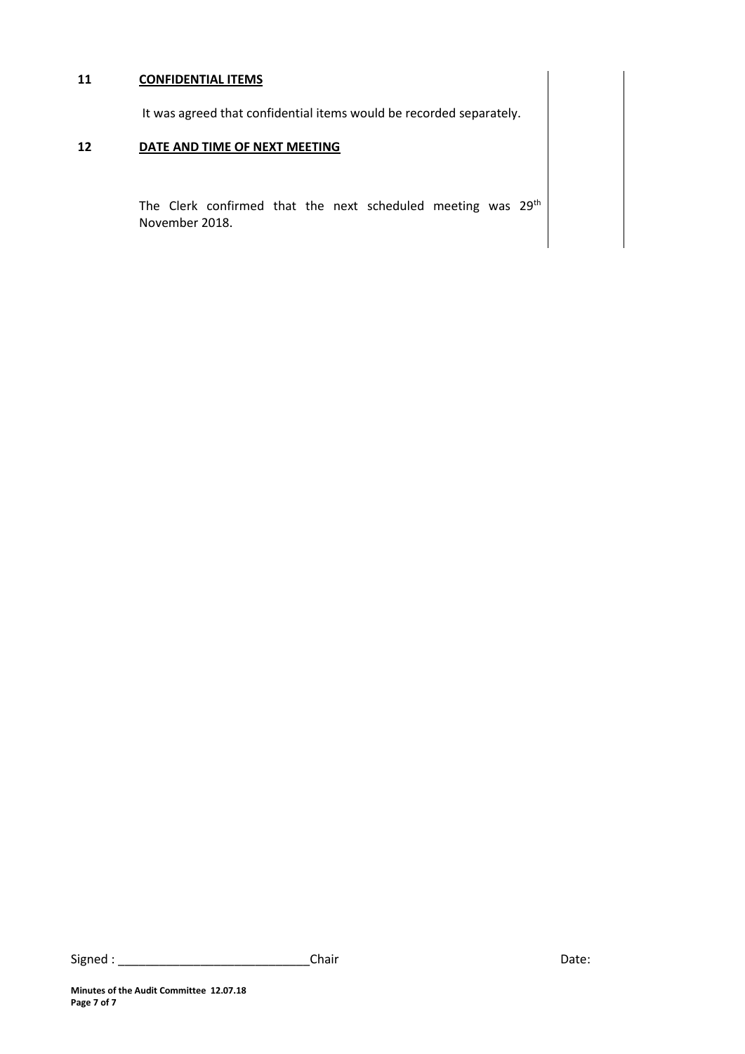**11 CONFIDENTIAL ITEMS**

It was agreed that confidential items would be recorded separately.

**12 DATE AND TIME OF NEXT MEETING**

The Clerk confirmed that the next scheduled meeting was 29th November 2018.

Signed : ____________________________Chair Date: